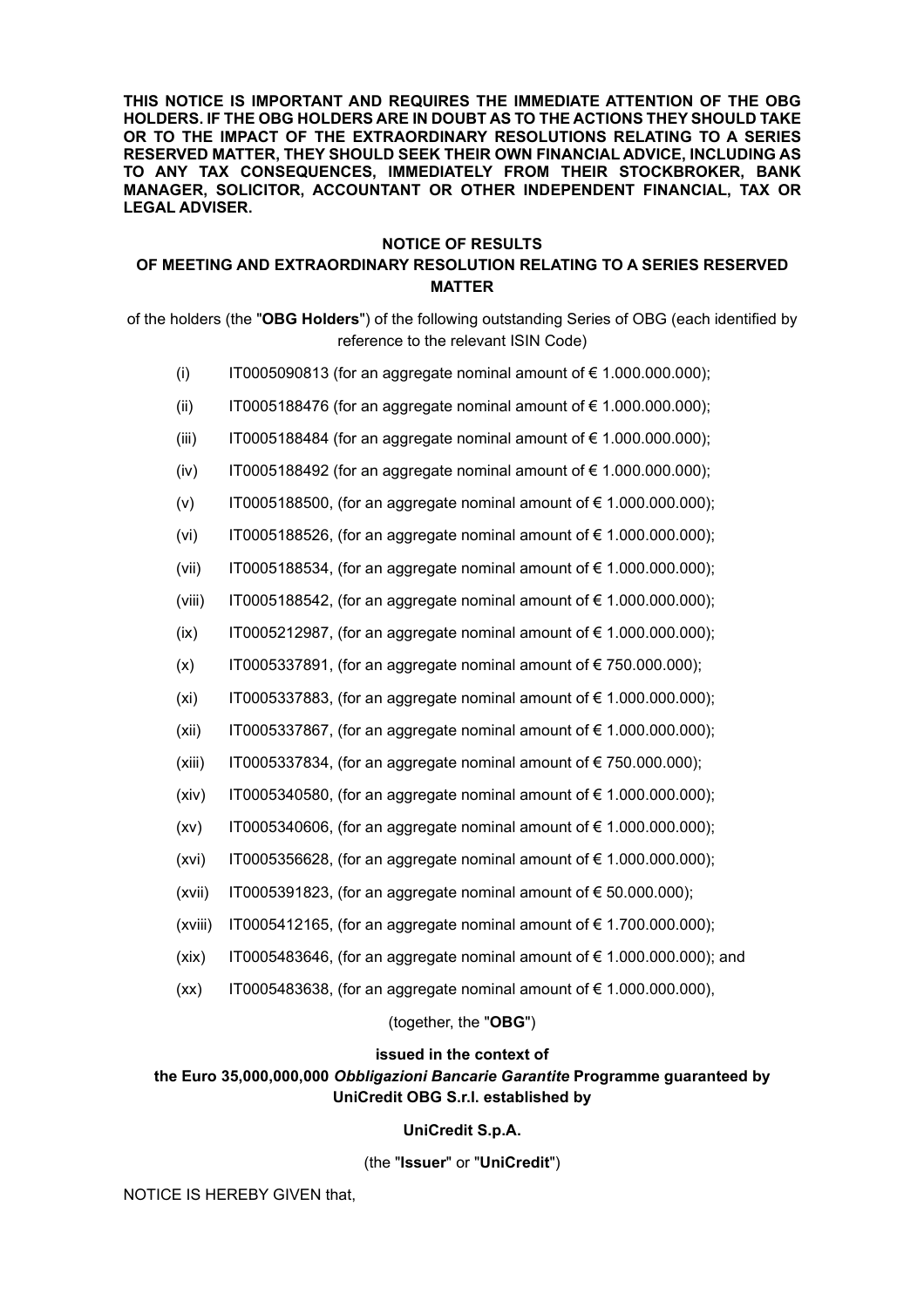**THIS NOTICE IS IMPORTANT AND REQUIRES THE IMMEDIATE ATTENTION OF THE OBG HOLDERS. IF THE OBG HOLDERS ARE IN DOUBT AS TO THE ACTIONS THEY SHOULD TAKE OR TO THE IMPACT OF THE EXTRAORDINARY RESOLUTIONS RELATING TO A SERIES RESERVED MATTER, THEY SHOULD SEEK THEIR OWN FINANCIAL ADVICE, INCLUDING AS TO ANY TAX CONSEQUENCES, IMMEDIATELY FROM THEIR STOCKBROKER, BANK MANAGER, SOLICITOR, ACCOUNTANT OR OTHER INDEPENDENT FINANCIAL, TAX OR LEGAL ADVISER.**

**NOTICE OF RESULTS**

**OF MEETING AND EXTRAORDINARY RESOLUTION RELATING TO A SERIES RESERVED MATTER**

of the holders (the "**OBG Holders**") of the following outstanding Series of OBG (each identified by reference to the relevant ISIN Code)

(i) IT0005090813 (for an aggregate nominal amount of € 1.000.000.000);

(ii) IT0005188476 (for an aggregate nominal amount of € 1.000.000.000);

(iii) IT0005188484 (for an aggregate nominal amount of € 1.000.000.000);

(iv) IT0005188492 (for an aggregate nominal amount of € 1.000.000.000);

(v) IT0005188500, (for an aggregate nominal amount of € 1.000.000.000);

(vi) IT0005188526, (for an aggregate nominal amount of € 1.000.000.000);

(vii) IT0005188534, (for an aggregate nominal amount of € 1.000.000.000);

(viii) IT0005188542, (for an aggregate nominal amount of € 1.000.000.000);

(ix) IT0005212987, (for an aggregate nominal amount of € 1.000.000.000);

(x) IT0005337891, (for an aggregate nominal amount of € 750.000.000);

(xi) IT0005337883, (for an aggregate nominal amount of € 1.000.000.000);

(xii) IT0005337867, (for an aggregate nominal amount of € 1.000.000.000);

(xiii) IT0005337834, (for an aggregate nominal amount of € 750.000.000);

(xiv) IT0005340580, (for an aggregate nominal amount of € 1.000.000.000);

(xv) IT0005340606, (for an aggregate nominal amount of € 1.000.000.000);

(xvi) IT0005356628, (for an aggregate nominal amount of € 1.000.000.000);

(xvii) IT0005391823, (for an aggregate nominal amount of € 50.000.000);

(xviii) IT0005412165, (for an aggregate nominal amount of € 1.700.000.000);

(xix) IT0005483646, (for an aggregate nominal amount of € 1.000.000.000); and

(xx) IT0005483638, (for an aggregate nominal amount of € 1.000.000.000),

(together, the "**OBG**")

**issued in the context of**

**the Euro 35,000,000,000 *Obbligazioni Bancarie Garantite* Programme guaranteed by UniCredit OBG S.r.l. established by**

**UniCredit S.p.A.**

(the "**Issuer**" or "**UniCredit**")

NOTICE IS HEREBY GIVEN that,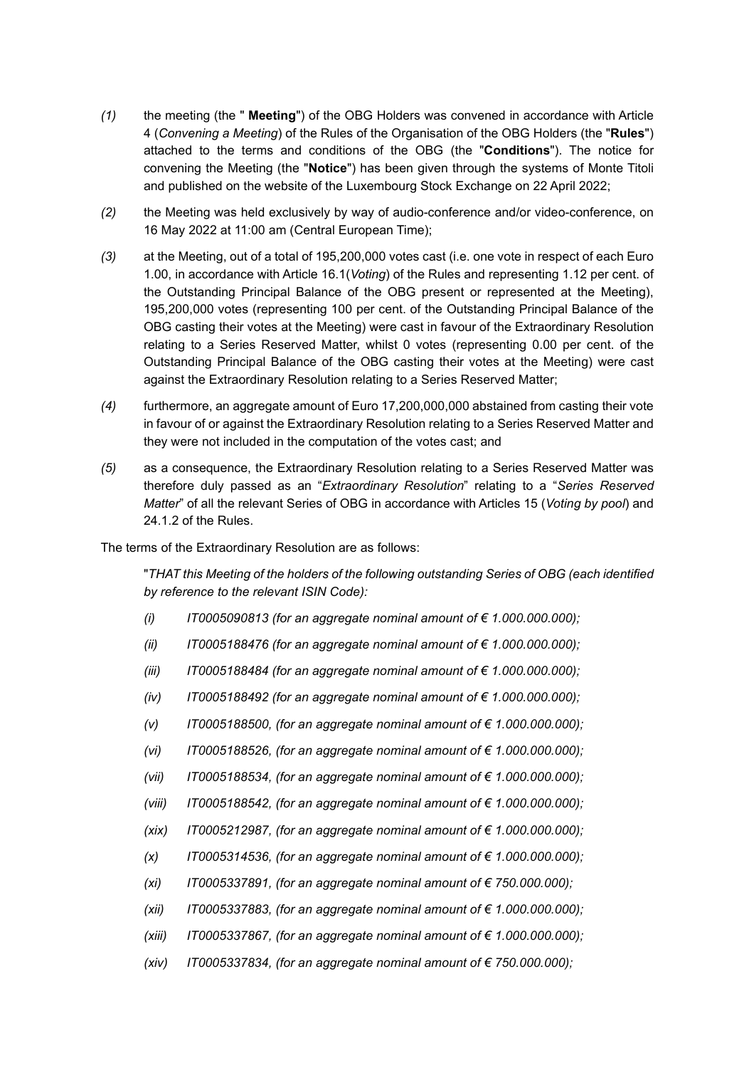*(1)* the meeting (the " **Meeting**") of the OBG Holders was convened in accordance with Article 4 (*Convening a Meeting*) of the Rules of the Organisation of the OBG Holders (the "**Rules**") attached to the terms and conditions of the OBG (the "**Conditions**"). The notice for convening the Meeting (the "**Notice**") has been given through the systems of Monte Titoli and published on the website of the Luxembourg Stock Exchange on 22 April 2022;

*(2)* the Meeting was held exclusively by way of audio-conference and/or video-conference, on 16 May 2022 at 11:00 am (Central European Time);

*(3)* at the Meeting, out of a total of 195,200,000 votes cast (i.e. one vote in respect of each Euro 1.00, in accordance with Article 16.1(*Voting*) of the Rules and representing 1.12 per cent. of the Outstanding Principal Balance of the OBG present or represented at the Meeting), 195,200,000 votes (representing 100 per cent. of the Outstanding Principal Balance of the OBG casting their votes at the Meeting) were cast in favour of the Extraordinary Resolution relating to a Series Reserved Matter, whilst 0 votes (representing 0.00 per cent. of the Outstanding Principal Balance of the OBG casting their votes at the Meeting) were cast against the Extraordinary Resolution relating to a Series Reserved Matter;

*(4)* furthermore, an aggregate amount of Euro 17,200,000,000 abstained from casting their vote in favour of or against the Extraordinary Resolution relating to a Series Reserved Matter and they were not included in the computation of the votes cast; and

*(5)* as a consequence, the Extraordinary Resolution relating to a Series Reserved Matter was therefore duly passed as an "*Extraordinary Resolution*" relating to a "*Series Reserved Matter*" of all the relevant Series of OBG in accordance with Articles 15 (*Voting by pool*) and 24.1.2 of the Rules.

The terms of the Extraordinary Resolution are as follows:

"*THAT this Meeting of the holders of the following outstanding Series of OBG (each identified by reference to the relevant ISIN Code):*

*(i) IT0005090813 (for an aggregate nominal amount of € 1.000.000.000);*

*(ii) IT0005188476 (for an aggregate nominal amount of € 1.000.000.000);*

*(iii) IT0005188484 (for an aggregate nominal amount of € 1.000.000.000);*

*(iv) IT0005188492 (for an aggregate nominal amount of € 1.000.000.000);*

*(v) IT0005188500, (for an aggregate nominal amount of € 1.000.000.000);*

*(vi) IT0005188526, (for an aggregate nominal amount of € 1.000.000.000);*

*(vii) IT0005188534, (for an aggregate nominal amount of € 1.000.000.000);*

*(viii) IT0005188542, (for an aggregate nominal amount of € 1.000.000.000);*

*(xix) IT0005212987, (for an aggregate nominal amount of € 1.000.000.000);*

*(x) IT0005314536, (for an aggregate nominal amount of € 1.000.000.000);*

*(xi) IT0005337891, (for an aggregate nominal amount of € 750.000.000);*

*(xii) IT0005337883, (for an aggregate nominal amount of € 1.000.000.000);*

*(xiii) IT0005337867, (for an aggregate nominal amount of € 1.000.000.000);*

*(xiv) IT0005337834, (for an aggregate nominal amount of € 750.000.000);*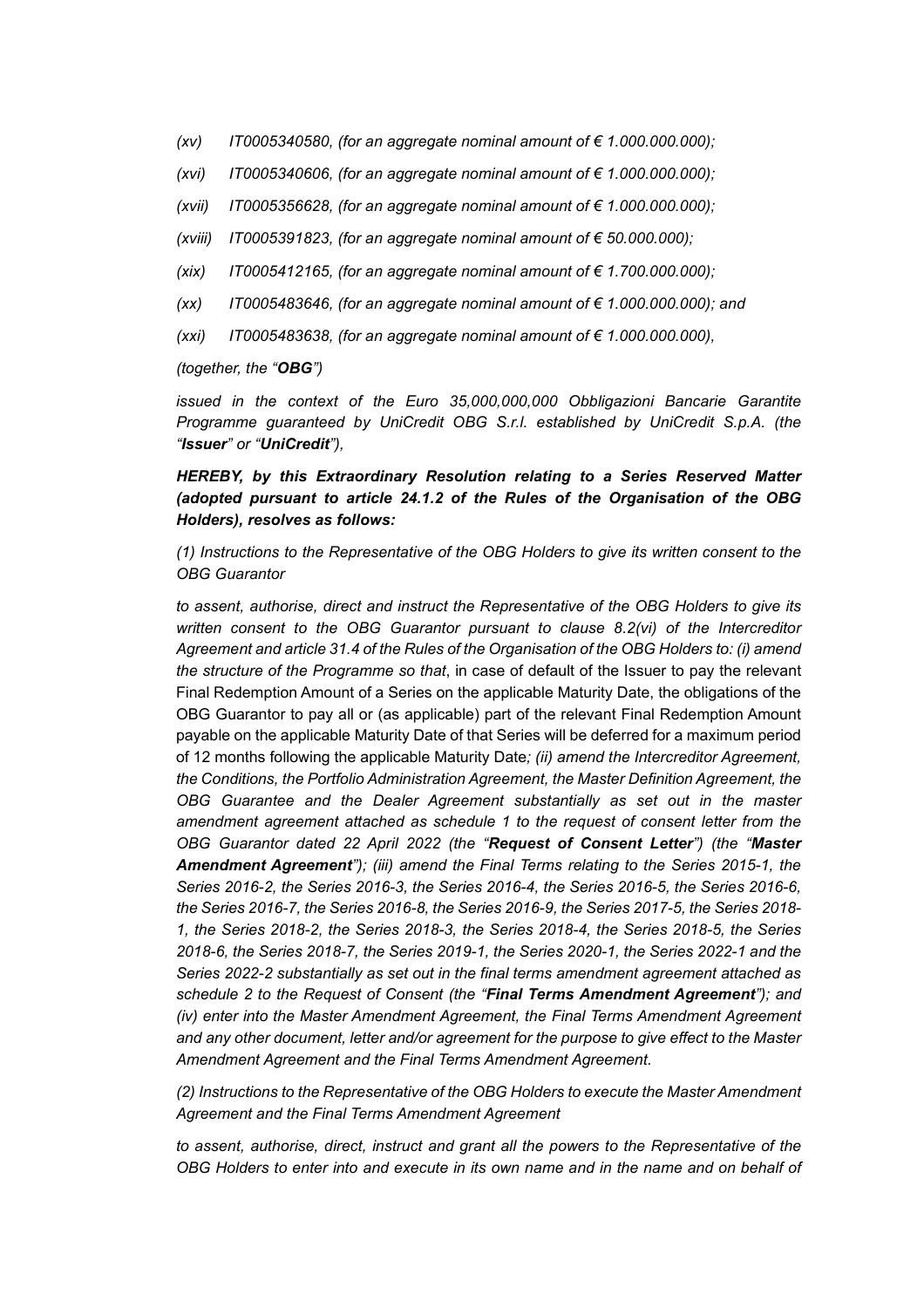*(xv) IT0005340580, (for an aggregate nominal amount of € 1.000.000.000);*

*(xvi) IT0005340606, (for an aggregate nominal amount of € 1.000.000.000);*

*(xvii) IT0005356628, (for an aggregate nominal amount of € 1.000.000.000);*

*(xviii) IT0005391823, (for an aggregate nominal amount of € 50.000.000);*

*(xix) IT0005412165, (for an aggregate nominal amount of € 1.700.000.000);*

*(xx) IT0005483646, (for an aggregate nominal amount of € 1.000.000.000); and*

*(xxi) IT0005483638, (for an aggregate nominal amount of € 1.000.000.000),*

*(together, the "**OBG**")*

*issued in the context of the Euro 35,000,000,000 Obbligazioni Bancarie Garantite Programme guaranteed by UniCredit OBG S.r.l. established by UniCredit S.p.A. (the "**Issuer**" or "**UniCredit**"),*

***HEREBY, by this Extraordinary Resolution relating to a Series Reserved Matter (adopted pursuant to article 24.1.2 of the Rules of the Organisation of the OBG Holders), resolves as follows:***

*(1) Instructions to the Representative of the OBG Holders to give its written consent to the OBG Guarantor*

*to assent, authorise, direct and instruct the Representative of the OBG Holders to give its written consent to the OBG Guarantor pursuant to clause 8.2(vi) of the Intercreditor Agreement and article 31.4 of the Rules of the Organisation of the OBG Holders to: (i) amend the structure of the Programme so that*, in case of default of the Issuer to pay the relevant Final Redemption Amount of a Series on the applicable Maturity Date, the obligations of the OBG Guarantor to pay all or (as applicable) part of the relevant Final Redemption Amount payable on the applicable Maturity Date of that Series will be deferred for a maximum period of 12 months following the applicable Maturity Date*; (ii) amend the Intercreditor Agreement, the Conditions, the Portfolio Administration Agreement, the Master Definition Agreement, the OBG Guarantee and the Dealer Agreement substantially as set out in the master amendment agreement attached as schedule 1 to the request of consent letter from the OBG Guarantor dated 22 April 2022 (the "**Request of Consent Letter**") (the "**Master Amendment Agreement**"); (iii) amend the Final Terms relating to the Series 2015-1, the Series 2016-2, the Series 2016-3, the Series 2016-4, the Series 2016-5, the Series 2016-6, the Series 2016-7, the Series 2016-8, the Series 2016-9, the Series 2017-5, the Series 2018-1, the Series 2018-2, the Series 2018-3, the Series 2018-4, the Series 2018-5, the Series 2018-6, the Series 2018-7, the Series 2019-1, the Series 2020-1, the Series 2022-1 and the Series 2022-2 substantially as set out in the final terms amendment agreement attached as schedule 2 to the Request of Consent (the "**Final Terms Amendment Agreement**"); and (iv) enter into the Master Amendment Agreement, the Final Terms Amendment Agreement and any other document, letter and/or agreement for the purpose to give effect to the Master Amendment Agreement and the Final Terms Amendment Agreement.*

*(2) Instructions to the Representative of the OBG Holders to execute the Master Amendment Agreement and the Final Terms Amendment Agreement*

*to assent, authorise, direct, instruct and grant all the powers to the Representative of the OBG Holders to enter into and execute in its own name and in the name and on behalf of*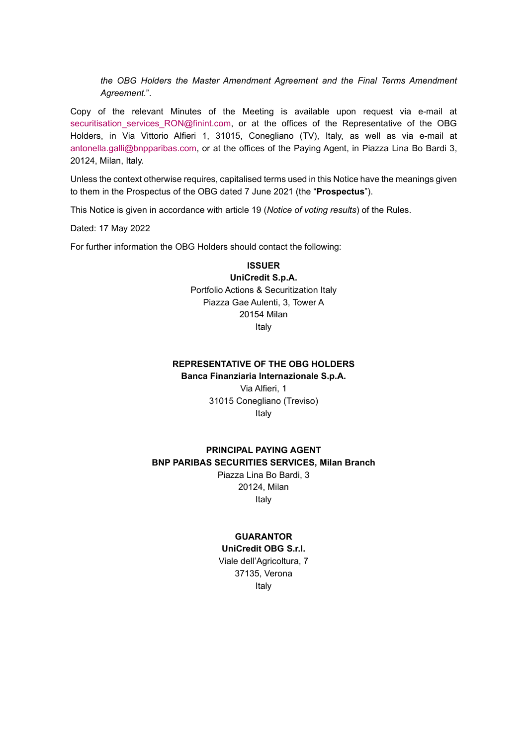*the OBG Holders the Master Amendment Agreement and the Final Terms Amendment Agreement.*".

Copy of the relevant Minutes of the Meeting is available upon request via e-mail at securitisation_services_RON@finint.com, or at the offices of the Representative of the OBG Holders, in Via Vittorio Alfieri 1, 31015, Conegliano (TV), Italy, as well as via e-mail at antonella.galli@bnpparibas.com, or at the offices of the Paying Agent, in Piazza Lina Bo Bardi 3, 20124, Milan, Italy.

Unless the context otherwise requires, capitalised terms used in this Notice have the meanings given to them in the Prospectus of the OBG dated 7 June 2021 (the "**Prospectus**").

This Notice is given in accordance with article 19 (*Notice of voting results*) of the Rules.

Dated: 17 May 2022

For further information the OBG Holders should contact the following:

**ISSUER**
**UniCredit S.p.A.**
Portfolio Actions & Securitization Italy
Piazza Gae Aulenti, 3, Tower A
20154 Milan
Italy

**REPRESENTATIVE OF THE OBG HOLDERS**
**Banca Finanziaria Internazionale S.p.A.**
Via Alfieri, 1
31015 Conegliano (Treviso)
Italy

**PRINCIPAL PAYING AGENT**
**BNP PARIBAS SECURITIES SERVICES, Milan Branch**
Piazza Lina Bo Bardi, 3
20124, Milan
Italy

**GUARANTOR**
**UniCredit OBG S.r.l.**
Viale dell'Agricoltura, 7
37135, Verona
Italy